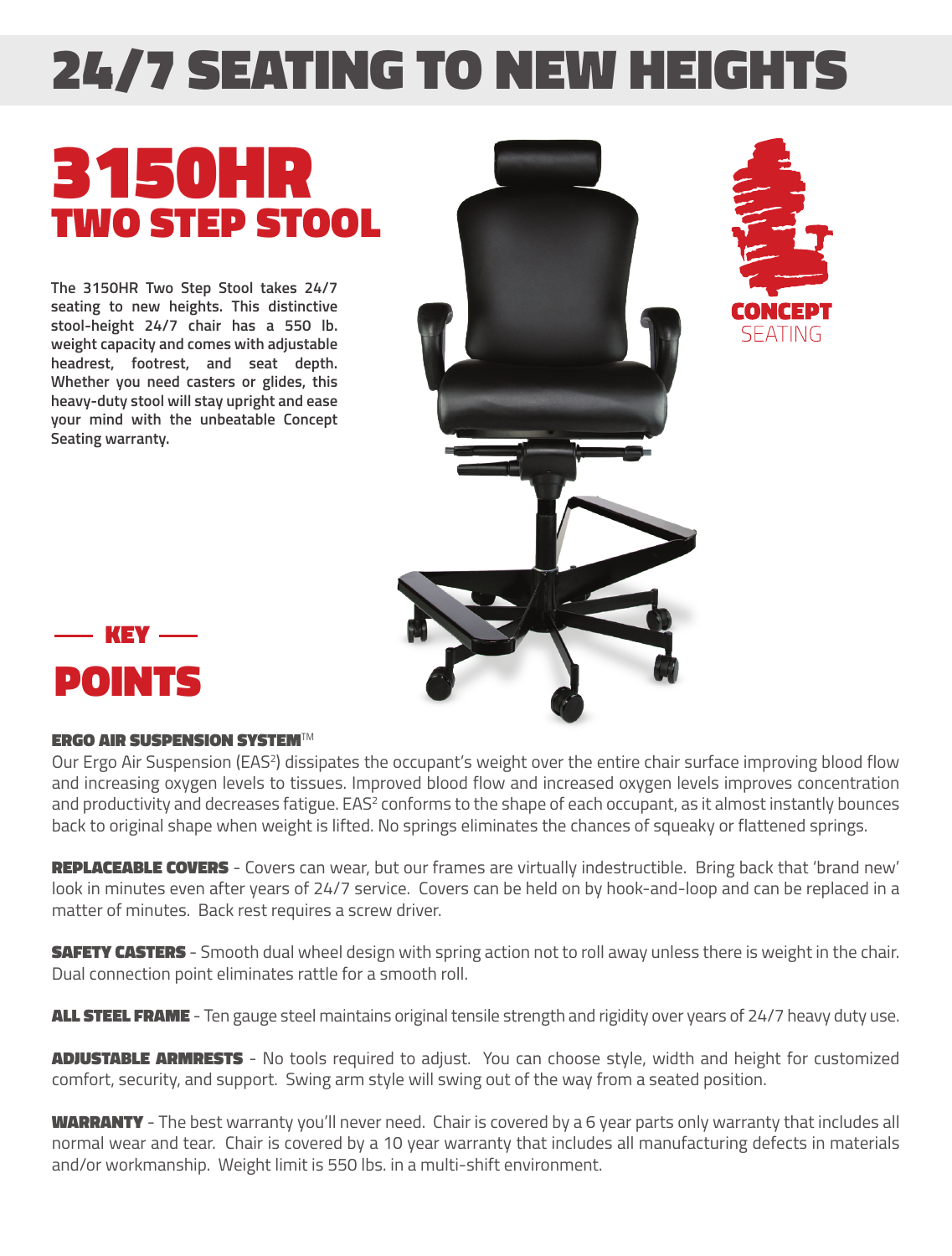# 24/7 SEATING TO NEW HEIGHTS

# 3150HR
## TWO STEP STOOL

**The 3150HR Two Step Stool takes 24/7 seating to new heights. This distinctive stool-height 24/7 chair has a 550 lb. weight capacity and comes with adjustable headrest, footrest, and seat depth. Whether you need casters or glides, this heavy-duty stool will stay upright and ease your mind with the unbeatable Concept Seating warranty.**

CONCEPT SEATING

## — KEY — POINTS

**ERGO AIR SUSPENSION SYSTEM™**

Our Ergo Air Suspension (EAS²) dissipates the occupant's weight over the entire chair surface improving blood flow and increasing oxygen levels to tissues. Improved blood flow and increased oxygen levels improves concentration and productivity and decreases fatigue. EAS² conforms to the shape of each occupant, as it almost instantly bounces back to original shape when weight is lifted. No springs eliminates the chances of squeaky or flattened springs.

**REPLACEABLE COVERS** - Covers can wear, but our frames are virtually indestructible. Bring back that 'brand new' look in minutes even after years of 24/7 service. Covers can be held on by hook-and-loop and can be replaced in a matter of minutes. Back rest requires a screw driver.

**SAFETY CASTERS** - Smooth dual wheel design with spring action not to roll away unless there is weight in the chair. Dual connection point eliminates rattle for a smooth roll.

**ALL STEEL FRAME** - Ten gauge steel maintains original tensile strength and rigidity over years of 24/7 heavy duty use.

**ADJUSTABLE ARMRESTS** - No tools required to adjust. You can choose style, width and height for customized comfort, security, and support. Swing arm style will swing out of the way from a seated position.

**WARRANTY** - The best warranty you'll never need. Chair is covered by a 6 year parts only warranty that includes all normal wear and tear. Chair is covered by a 10 year warranty that includes all manufacturing defects in materials and/or workmanship. Weight limit is 550 lbs. in a multi-shift environment.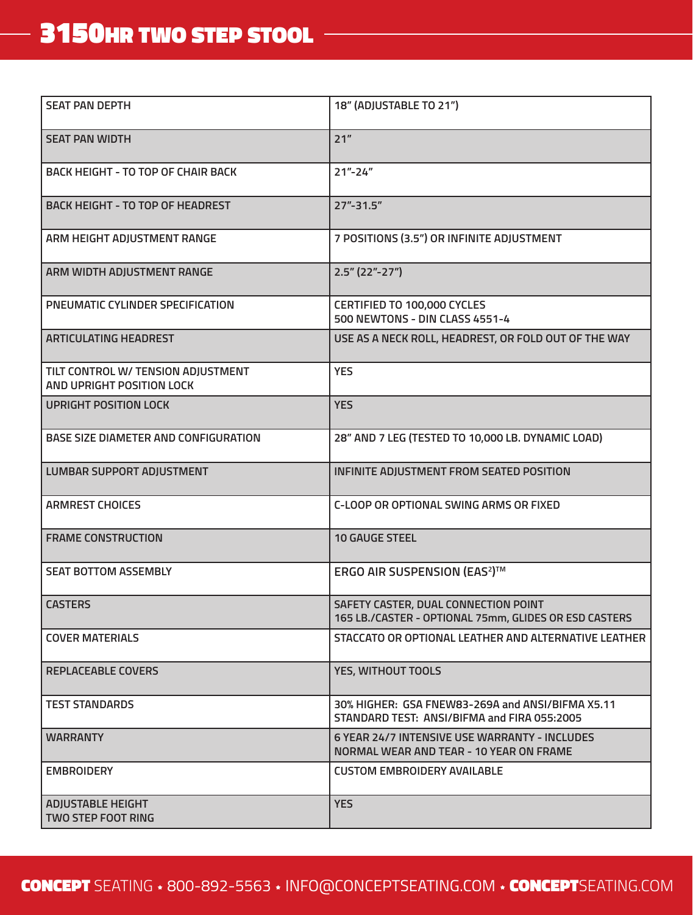# 3150HR TWO STEP STOOL

| | |
|---|---|
| SEAT PAN DEPTH | 18" (ADJUSTABLE TO 21") |
| SEAT PAN WIDTH | 21" |
| BACK HEIGHT - TO TOP OF CHAIR BACK | 21"-24" |
| BACK HEIGHT - TO TOP OF HEADREST | 27"-31.5" |
| ARM HEIGHT ADJUSTMENT RANGE | 7 POSITIONS (3.5") OR INFINITE ADJUSTMENT |
| ARM WIDTH ADJUSTMENT RANGE | 2.5" (22"-27") |
| PNEUMATIC CYLINDER SPECIFICATION | CERTIFIED TO 100,000 CYCLES<br>500 NEWTONS - DIN CLASS 4551-4 |
| ARTICULATING HEADREST | USE AS A NECK ROLL, HEADREST, OR FOLD OUT OF THE WAY |
| TILT CONTROL W/ TENSION ADJUSTMENT AND UPRIGHT POSITION LOCK | YES |
| UPRIGHT POSITION LOCK | YES |
| BASE SIZE DIAMETER AND CONFIGURATION | 28" AND 7 LEG (TESTED TO 10,000 LB. DYNAMIC LOAD) |
| LUMBAR SUPPORT ADJUSTMENT | INFINITE ADJUSTMENT FROM SEATED POSITION |
| ARMREST CHOICES | C-LOOP OR OPTIONAL SWING ARMS OR FIXED |
| FRAME CONSTRUCTION | 10 GAUGE STEEL |
| SEAT BOTTOM ASSEMBLY | ERGO AIR SUSPENSION (EAS$^2$)™ |
| CASTERS | SAFETY CASTER, DUAL CONNECTION POINT<br>165 LB./CASTER - OPTIONAL 75mm, GLIDES OR ESD CASTERS |
| COVER MATERIALS | STACCATO OR OPTIONAL LEATHER AND ALTERNATIVE LEATHER |
| REPLACEABLE COVERS | YES, WITHOUT TOOLS |
| TEST STANDARDS | 30% HIGHER: GSA FNEW83-269A and ANSI/BIFMA X5.11<br>STANDARD TEST: ANSI/BIFMA and FIRA 055:2005 |
| WARRANTY | 6 YEAR 24/7 INTENSIVE USE WARRANTY - INCLUDES NORMAL WEAR AND TEAR - 10 YEAR ON FRAME |
| EMBROIDERY | CUSTOM EMBROIDERY AVAILABLE |
| ADJUSTABLE HEIGHT TWO STEP FOOT RING | YES |

**CONCEPT** SEATING • 800-892-5563 • INFO@CONCEPTSEATING.COM • **CONCEPT**SEATING.COM